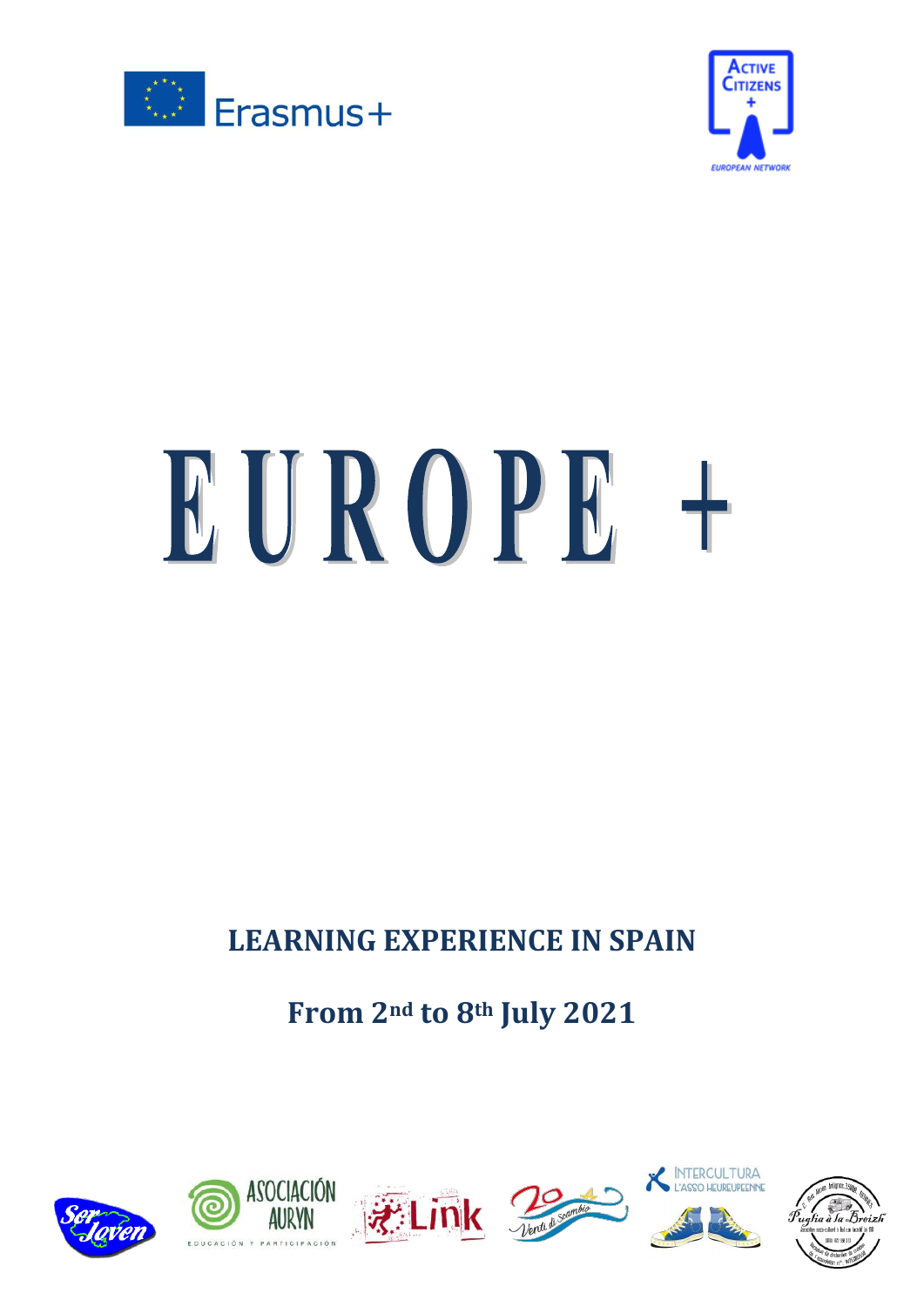# EUROPE +

**LEARNING EXPERIENCE IN SPAIN**

**From 2nd to 8th July 2021**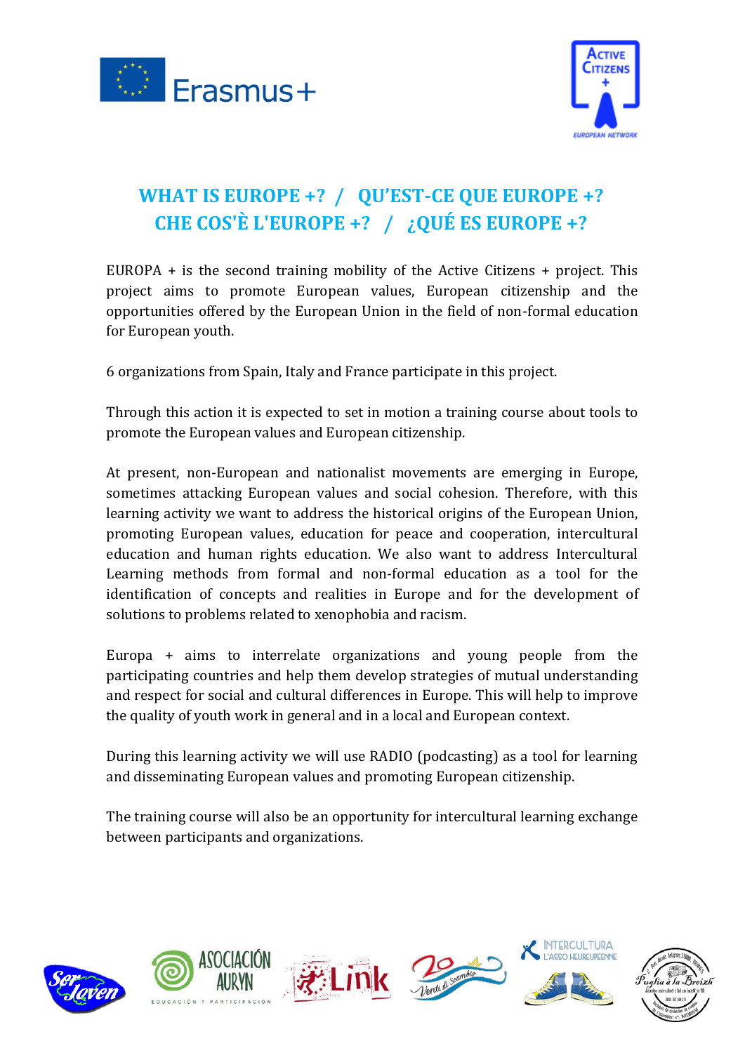## WHAT IS EUROPE +? / QU'EST-CE QUE EUROPE +? CHE COS'È L'EUROPE +? / ¿QUÉ ES EUROPE +?

EUROPA + is the second training mobility of the Active Citizens + project. This project aims to promote European values, European citizenship and the opportunities offered by the European Union in the field of non-formal education for European youth.

6 organizations from Spain, Italy and France participate in this project.

Through this action it is expected to set in motion a training course about tools to promote the European values and European citizenship.

At present, non-European and nationalist movements are emerging in Europe, sometimes attacking European values and social cohesion. Therefore, with this learning activity we want to address the historical origins of the European Union, promoting European values, education for peace and cooperation, intercultural education and human rights education. We also want to address Intercultural Learning methods from formal and non-formal education as a tool for the identification of concepts and realities in Europe and for the development of solutions to problems related to xenophobia and racism.

Europa + aims to interrelate organizations and young people from the participating countries and help them develop strategies of mutual understanding and respect for social and cultural differences in Europe. This will help to improve the quality of youth work in general and in a local and European context.

During this learning activity we will use RADIO (podcasting) as a tool for learning and disseminating European values and promoting European citizenship.

The training course will also be an opportunity for intercultural learning exchange between participants and organizations.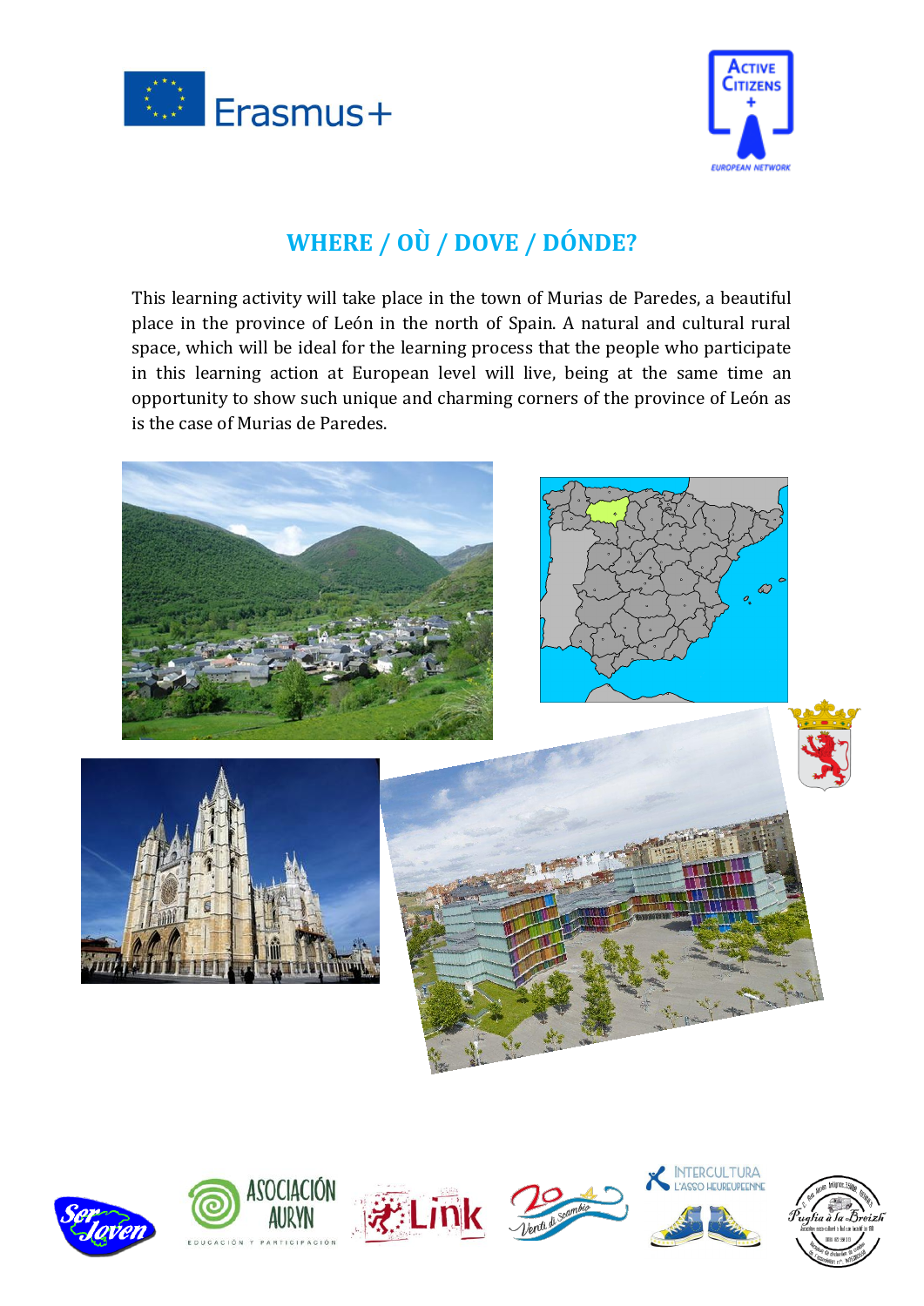## WHERE / OÙ / DOVE / DÓNDE?

This learning activity will take place in the town of Murias de Paredes, a beautiful place in the province of León in the north of Spain. A natural and cultural rural space, which will be ideal for the learning process that the people who participate in this learning action at European level will live, being at the same time an opportunity to show such unique and charming corners of the province of León as is the case of Murias de Paredes.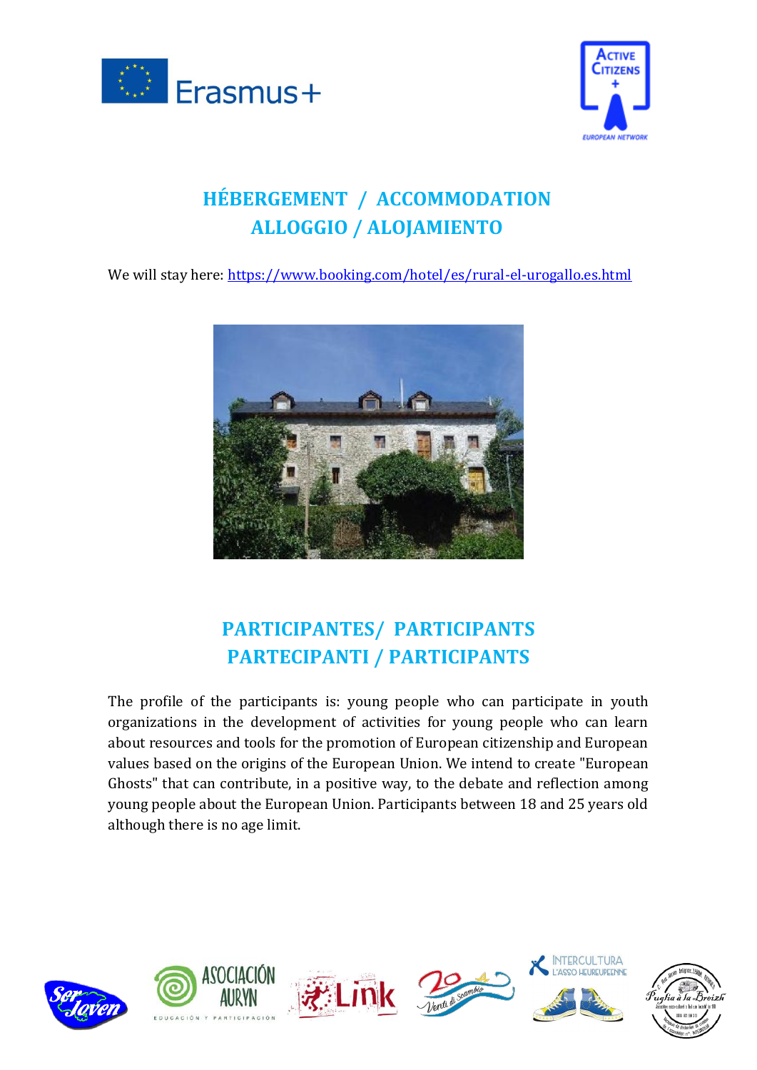## HÉBERGEMENT / ACCOMMODATION
## ALLOGGIO / ALOJAMIENTO

We will stay here: https://www.booking.com/hotel/es/rural-el-urogallo.es.html

## PARTICIPANTES/ PARTICIPANTS
## PARTECIPANTI / PARTICIPANTS

The profile of the participants is: young people who can participate in youth organizations in the development of activities for young people who can learn about resources and tools for the promotion of European citizenship and European values based on the origins of the European Union. We intend to create "European Ghosts" that can contribute, in a positive way, to the debate and reflection among young people about the European Union. Participants between 18 and 25 years old although there is no age limit.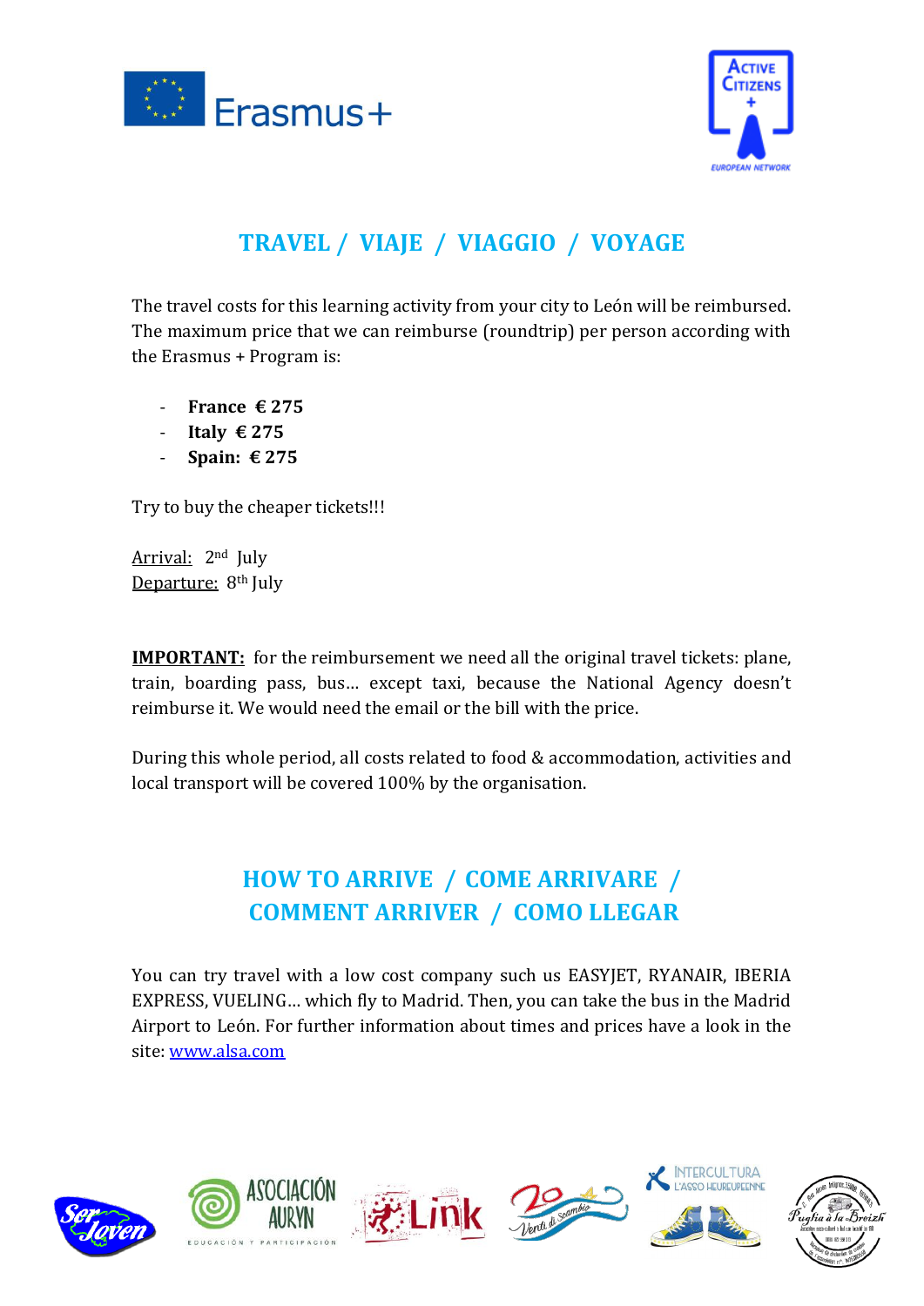## TRAVEL / VIAJE / VIAGGIO / VOYAGE

The travel costs for this learning activity from your city to León will be reimbursed. The maximum price that we can reimburse (roundtrip) per person according with the Erasmus + Program is:

- **France € 275**
- **Italy € 275**
- **Spain: € 275**

Try to buy the cheaper tickets!!!

Arrival: 2nd July
Departure: 8th July

**IMPORTANT:** for the reimbursement we need all the original travel tickets: plane, train, boarding pass, bus… except taxi, because the National Agency doesn't reimburse it. We would need the email or the bill with the price.

During this whole period, all costs related to food & accommodation, activities and local transport will be covered 100% by the organisation.

## HOW TO ARRIVE / COME ARRIVARE / COMMENT ARRIVER / COMO LLEGAR

You can try travel with a low cost company such us EASYJET, RYANAIR, IBERIA EXPRESS, VUELING… which fly to Madrid. Then, you can take the bus in the Madrid Airport to León. For further information about times and prices have a look in the site: www.alsa.com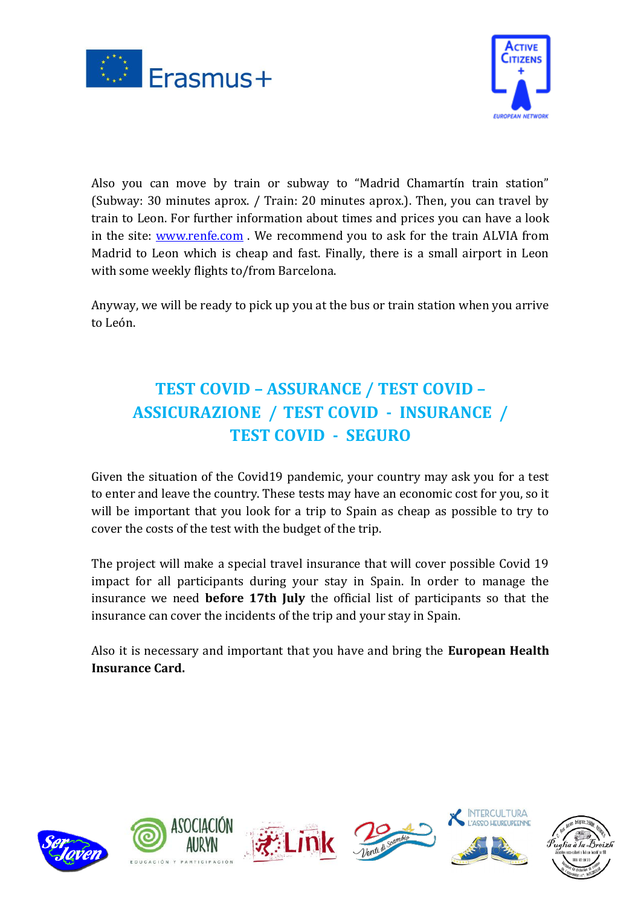Also you can move by train or subway to "Madrid Chamartín train station" (Subway: 30 minutes aprox. / Train: 20 minutes aprox.). Then, you can travel by train to Leon. For further information about times and prices you can have a look in the site: [www.renfe.com](http://www.renfe.com) . We recommend you to ask for the train ALVIA from Madrid to Leon which is cheap and fast. Finally, there is a small airport in Leon with some weekly flights to/from Barcelona.

Anyway, we will be ready to pick up you at the bus or train station when you arrive to León.

## TEST COVID – ASSURANCE / TEST COVID – ASSICURAZIONE / TEST COVID - INSURANCE / TEST COVID - SEGURO

Given the situation of the Covid19 pandemic, your country may ask you for a test to enter and leave the country. These tests may have an economic cost for you, so it will be important that you look for a trip to Spain as cheap as possible to try to cover the costs of the test with the budget of the trip.

The project will make a special travel insurance that will cover possible Covid 19 impact for all participants during your stay in Spain. In order to manage the insurance we need **before 17th July** the official list of participants so that the insurance can cover the incidents of the trip and your stay in Spain.

Also it is necessary and important that you have and bring the **European Health Insurance Card.**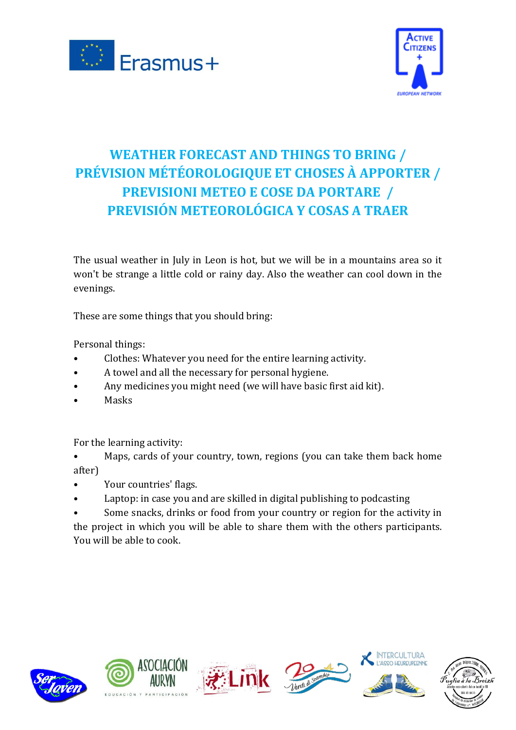# WEATHER FORECAST AND THINGS TO BRING / PRÉVISION MÉTÉOROLOGIQUE ET CHOSES À APPORTER / PREVISIONI METEO E COSE DA PORTARE / PREVISIÓN METEOROLÓGICA Y COSAS A TRAER

The usual weather in July in Leon is hot, but we will be in a mountains area so it won't be strange a little cold or rainy day. Also the weather can cool down in the evenings.

These are some things that you should bring:

Personal things:

- Clothes: Whatever you need for the entire learning activity.
- A towel and all the necessary for personal hygiene.
- Any medicines you might need (we will have basic first aid kit).
- Masks

For the learning activity:

- Maps, cards of your country, town, regions (you can take them back home after)
- Your countries' flags.
- Laptop: in case you and are skilled in digital publishing to podcasting
- Some snacks, drinks or food from your country or region for the activity in the project in which you will be able to share them with the others participants. You will be able to cook.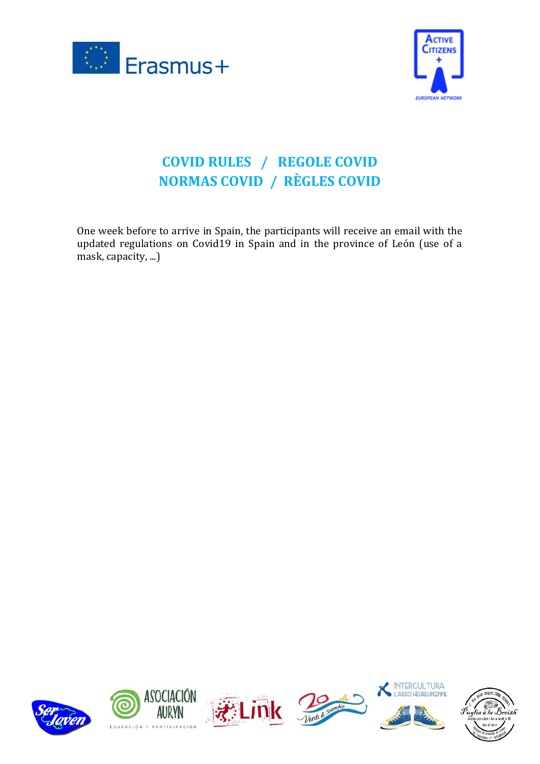## COVID RULES / REGOLE COVID
## NORMAS COVID / RÈGLES COVID

One week before to arrive in Spain, the participants will receive an email with the updated regulations on Covid19 in Spain and in the province of León (use of a mask, capacity, ...)